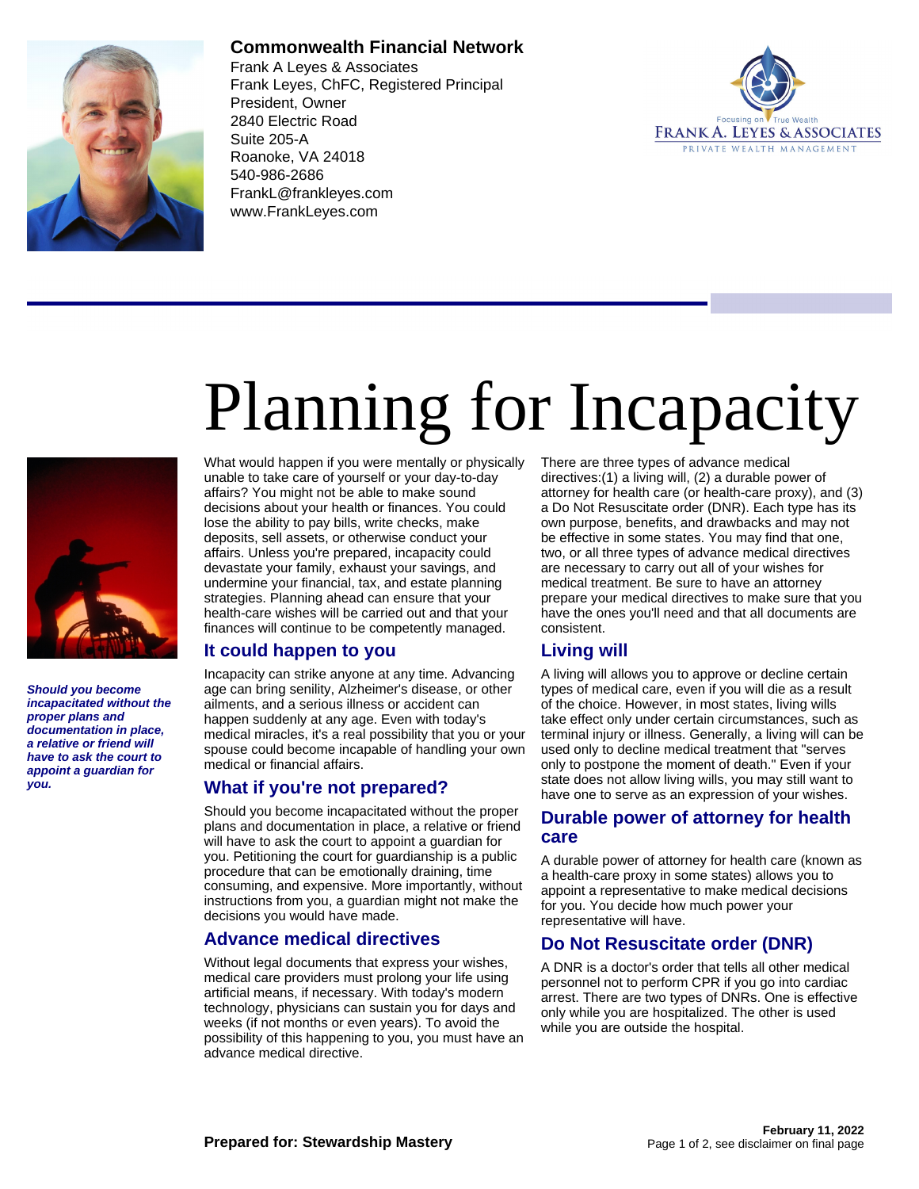**Commonwealth Financial Network**
Frank A Leyes & Associates
Frank Leyes, ChFC, Registered Principal
President, Owner
2840 Electric Road
Suite 205-A
Roanoke, VA 24018
540-986-2686
FrankL@frankleyes.com
www.FrankLeyes.com

# Planning for Incapacity

***Should you become incapacitated without the proper plans and documentation in place, a relative or friend will have to ask the court to appoint a guardian for you.***

What would happen if you were mentally or physically unable to take care of yourself or your day-to-day affairs? You might not be able to make sound decisions about your health or finances. You could lose the ability to pay bills, write checks, make deposits, sell assets, or otherwise conduct your affairs. Unless you're prepared, incapacity could devastate your family, exhaust your savings, and undermine your financial, tax, and estate planning strategies. Planning ahead can ensure that your health-care wishes will be carried out and that your finances will continue to be competently managed.

## It could happen to you

Incapacity can strike anyone at any time. Advancing age can bring senility, Alzheimer's disease, or other ailments, and a serious illness or accident can happen suddenly at any age. Even with today's medical miracles, it's a real possibility that you or your spouse could become incapable of handling your own medical or financial affairs.

## What if you're not prepared?

Should you become incapacitated without the proper plans and documentation in place, a relative or friend will have to ask the court to appoint a guardian for you. Petitioning the court for guardianship is a public procedure that can be emotionally draining, time consuming, and expensive. More importantly, without instructions from you, a guardian might not make the decisions you would have made.

## Advance medical directives

Without legal documents that express your wishes, medical care providers must prolong your life using artificial means, if necessary. With today's modern technology, physicians can sustain you for days and weeks (if not months or even years). To avoid the possibility of this happening to you, you must have an advance medical directive.

There are three types of advance medical directives:(1) a living will, (2) a durable power of attorney for health care (or health-care proxy), and (3) a Do Not Resuscitate order (DNR). Each type has its own purpose, benefits, and drawbacks and may not be effective in some states. You may find that one, two, or all three types of advance medical directives are necessary to carry out all of your wishes for medical treatment. Be sure to have an attorney prepare your medical directives to make sure that you have the ones you'll need and that all documents are consistent.

## Living will

A living will allows you to approve or decline certain types of medical care, even if you will die as a result of the choice. However, in most states, living wills take effect only under certain circumstances, such as terminal injury or illness. Generally, a living will can be used only to decline medical treatment that "serves only to postpone the moment of death." Even if your state does not allow living wills, you may still want to have one to serve as an expression of your wishes.

## Durable power of attorney for health care

A durable power of attorney for health care (known as a health-care proxy in some states) allows you to appoint a representative to make medical decisions for you. You decide how much power your representative will have.

## Do Not Resuscitate order (DNR)

A DNR is a doctor's order that tells all other medical personnel not to perform CPR if you go into cardiac arrest. There are two types of DNRs. One is effective only while you are hospitalized. The other is used while you are outside the hospital.

**Prepared for: Stewardship Mastery**

**February 11, 2022**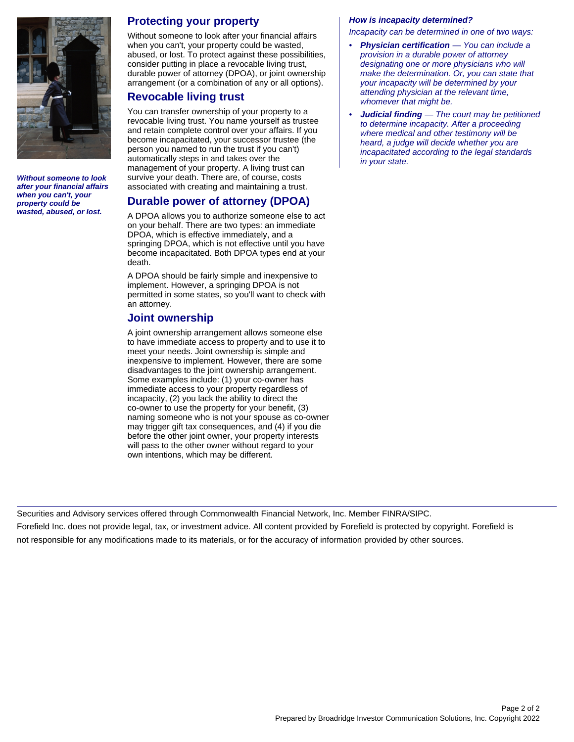*Without someone to look after your financial affairs when you can't, your property could be wasted, abused, or lost.*

## Protecting your property

Without someone to look after your financial affairs when you can't, your property could be wasted, abused, or lost. To protect against these possibilities, consider putting in place a revocable living trust, durable power of attorney (DPOA), or joint ownership arrangement (or a combination of any or all options).

## Revocable living trust

You can transfer ownership of your property to a revocable living trust. You name yourself as trustee and retain complete control over your affairs. If you become incapacitated, your successor trustee (the person you named to run the trust if you can't) automatically steps in and takes over the management of your property. A living trust can survive your death. There are, of course, costs associated with creating and maintaining a trust.

## Durable power of attorney (DPOA)

A DPOA allows you to authorize someone else to act on your behalf. There are two types: an immediate DPOA, which is effective immediately, and a springing DPOA, which is not effective until you have become incapacitated. Both DPOA types end at your death.

A DPOA should be fairly simple and inexpensive to implement. However, a springing DPOA is not permitted in some states, so you'll want to check with an attorney.

## Joint ownership

A joint ownership arrangement allows someone else to have immediate access to property and to use it to meet your needs. Joint ownership is simple and inexpensive to implement. However, there are some disadvantages to the joint ownership arrangement. Some examples include: (1) your co-owner has immediate access to your property regardless of incapacity, (2) you lack the ability to direct the co-owner to use the property for your benefit, (3) naming someone who is not your spouse as co-owner may trigger gift tax consequences, and (4) if you die before the other joint owner, your property interests will pass to the other owner without regard to your own intentions, which may be different.

***How is incapacity determined?***

*Incapacity can be determined in one of two ways:*

- ***Physician certification*** *— You can include a provision in a durable power of attorney designating one or more physicians who will make the determination. Or, you can state that your incapacity will be determined by your attending physician at the relevant time, whomever that might be.*
- ***Judicial finding*** *— The court may be petitioned to determine incapacity. After a proceeding where medical and other testimony will be heard, a judge will decide whether you are incapacitated according to the legal standards in your state.*

---

Securities and Advisory services offered through Commonwealth Financial Network, Inc. Member FINRA/SIPC.

Forefield Inc. does not provide legal, tax, or investment advice. All content provided by Forefield is protected by copyright. Forefield is not responsible for any modifications made to its materials, or for the accuracy of information provided by other sources.

Prepared by Broadridge Investor Communication Solutions, Inc. Copyright 2022